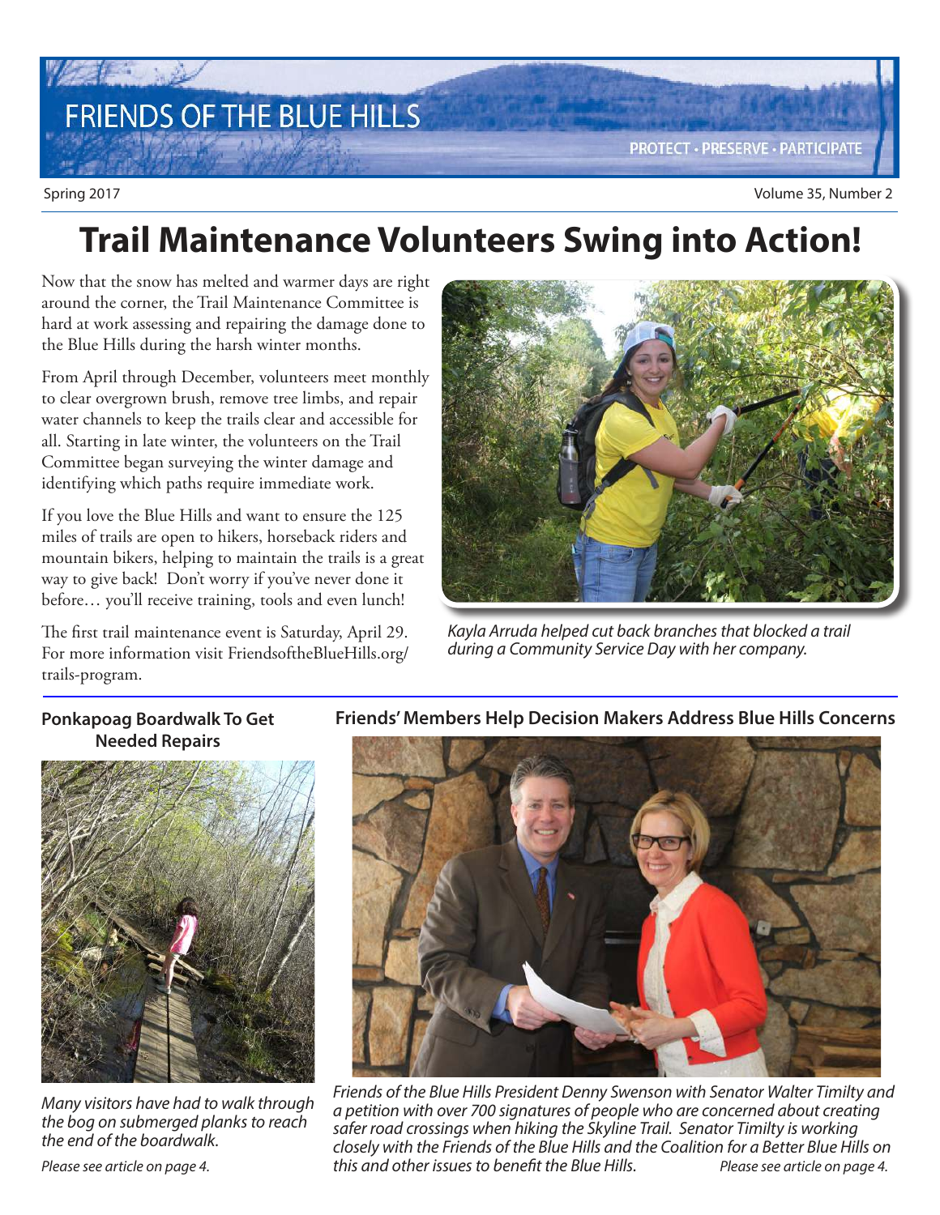# FRIENDS OF THE BLUE HILLS

PROTECT • PRESERVE • PARTICIPATE

Spring 2017

# Trail Maintenance Volunteers Swing into Action!

Now that the snow has melted and warmer days are right around the corner, the Trail Maintenance Committee is hard at work assessing and repairing the damage done to the Blue Hills during the harsh winter months.

From April through December, volunteers meet monthly to clear overgrown brush, remove tree limbs, and repair water channels to keep the trails clear and accessible for all. Starting in late winter, the volunteers on the Trail Committee began surveying the winter damage and identifying which paths require immediate work.

If you love the Blue Hills and want to ensure the 125 miles of trails are open to hikers, horseback riders and mountain bikers, helping to maintain the trails is a great way to give back! Don't worry if you've never done it before… you'll receive training, tools and even lunch!

The first trail maintenance event is Saturday, April 29. For more information visit FriendsoftheBlueHills.org/trails-program.

*Kayla Arruda helped cut back branches that blocked a trail during a Community Service Day with her company.*

### Ponkapoag Boardwalk To Get Needed Repairs

*Many visitors have had to walk through the bog on submerged planks to reach the end of the boardwalk.*

*Please see article on page 4.*

### Friends' Members Help Decision Makers Address Blue Hills Concerns

*Friends of the Blue Hills President Denny Swenson with Senator Walter Timilty and a petition with over 700 signatures of people who are concerned about creating safer road crossings when hiking the Skyline Trail. Senator Timilty is working closely with the Friends of the Blue Hills and the Coalition for a Better Blue Hills on this and other issues to benefit the Blue Hills.*

*Please see article on page 4.*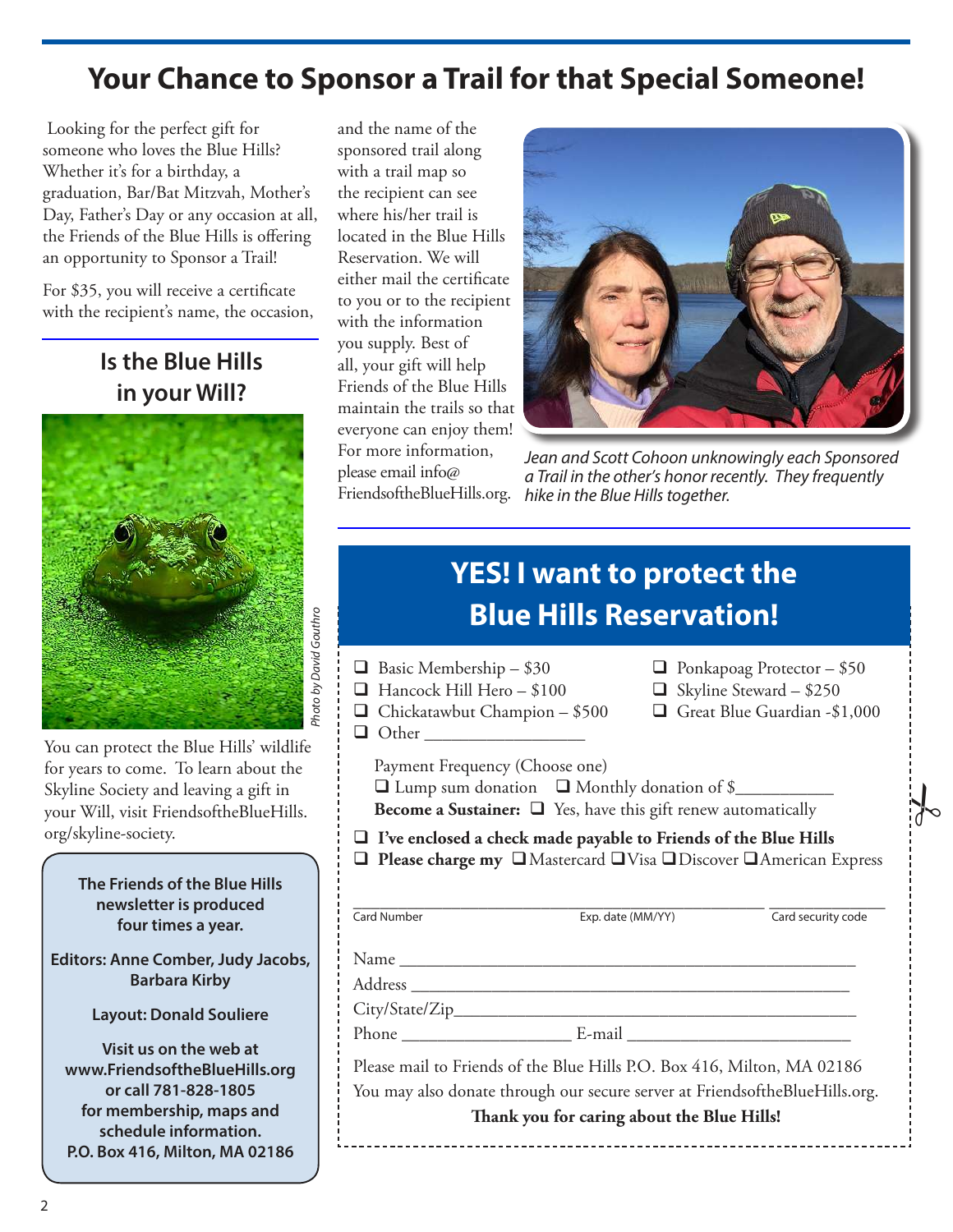# Your Chance to Sponsor a Trail for that Special Someone!

Looking for the perfect gift for someone who loves the Blue Hills? Whether it's for a birthday, a graduation, Bar/Bat Mitzvah, Mother's Day, Father's Day or any occasion at all, the Friends of the Blue Hills is offering an opportunity to Sponsor a Trail!

For $35, you will receive a certificate with the recipient's name, the occasion, and the name of the sponsored trail along with a trail map so the recipient can see where his/her trail is located in the Blue Hills Reservation. We will either mail the certificate to you or to the recipient with the information you supply. Best of all, your gift will help Friends of the Blue Hills maintain the trails so that everyone can enjoy them! For more information, please email info@FriendsoftheBlueHills.org.

*Jean and Scott Cohoon unknowingly each Sponsored a Trail in the other's honor recently. They frequently hike in the Blue Hills together.*

## Is the Blue Hills in your Will?

*Photo by David Gouthro*

You can protect the Blue Hills' wildlife for years to come. To learn about the Skyline Society and leaving a gift in your Will, visit FriendsoftheBlueHills.org/skyline-society.

**The Friends of the Blue Hills newsletter is produced four times a year.**

**Editors: Anne Comber, Judy Jacobs, Barbara Kirby**

**Layout: Donald Souliere**

**Visit us on the web at www.FriendsoftheBlueHills.org or call 781-828-1805 for membership, maps and schedule information. P.O. Box 416, Milton, MA 02186**

## YES! I want to protect the Blue Hills Reservation!

- ❑ Basic Membership – $30
- ❑ Ponkapoag Protector – $50
- ❑ Hancock Hill Hero – $100
- ❑ Skyline Steward – $250
- ❑ Chickatawbut Champion – $500
- ❑ Great Blue Guardian -$1,000
- ❑ Other ___________________

Payment Frequency (Choose one)
❑ Lump sum donation ❑ Monthly donation of $___________
**Become a Sustainer:** ❑ Yes, have this gift renew automatically

❑ **I've enclosed a check made payable to Friends of the Blue Hills**
❑ **Please charge my** ❑ Mastercard ❑ Visa ❑ Discover ❑ American Express

Card Number ____________ Exp. date (MM/YY) ____________ Card security code ____________

Name ______________________________________________

Address ____________________________________________

City/State/Zip_______________________________________

Phone ___________________ E-mail ___________________

Please mail to Friends of the Blue Hills P.O. Box 416, Milton, MA 02186
You may also donate through our secure server at FriendsoftheBlueHills.org.

**Thank you for caring about the Blue Hills!**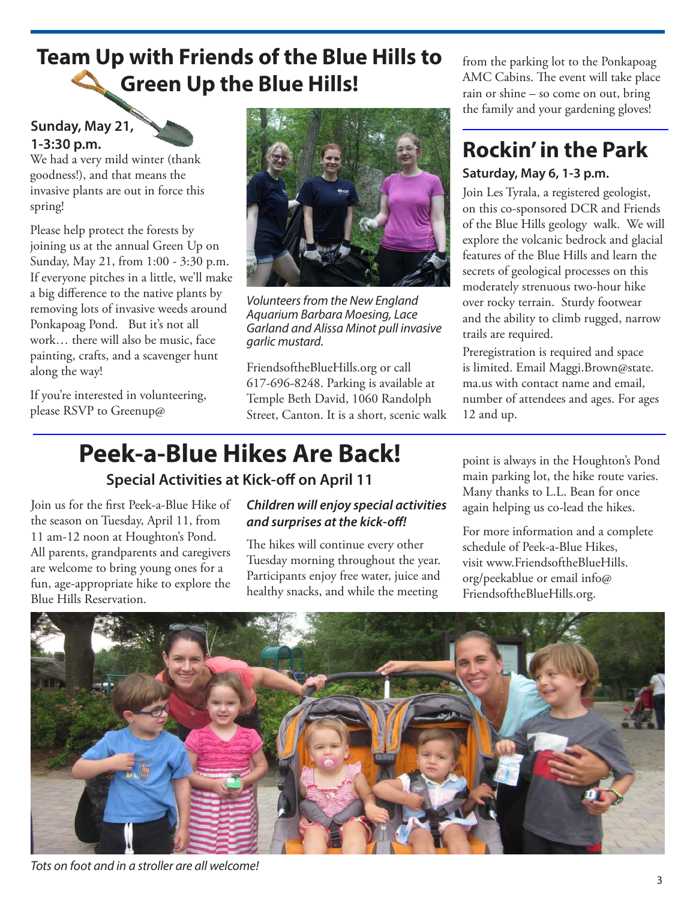## Team Up with Friends of the Blue Hills to Green Up the Blue Hills!

**Sunday, May 21, 1-3:30 p.m.**

We had a very mild winter (thank goodness!), and that means the invasive plants are out in force this spring!

Please help protect the forests by joining us at the annual Green Up on Sunday, May 21, from 1:00 - 3:30 p.m. If everyone pitches in a little, we'll make a big difference to the native plants by removing lots of invasive weeds around Ponkapoag Pond. But it's not all work… there will also be music, face painting, crafts, and a scavenger hunt along the way!

If you're interested in volunteering, please RSVP to Greenup@FriendsoftheBlueHills.org or call 617-696-8248. Parking is available at Temple Beth David, 1060 Randolph Street, Canton. It is a short, scenic walk from the parking lot to the Ponkapoag AMC Cabins. The event will take place rain or shine – so come on out, bring the family and your gardening gloves!

*Volunteers from the New England Aquarium Barbara Moesing, Lace Garland and Alissa Minot pull invasive garlic mustard.*

## Rockin' in the Park

**Saturday, May 6, 1-3 p.m.**

Join Les Tyrala, a registered geologist, on this co-sponsored DCR and Friends of the Blue Hills geology walk. We will explore the volcanic bedrock and glacial features of the Blue Hills and learn the secrets of geological processes on this moderately strenuous two-hour hike over rocky terrain. Sturdy footwear and the ability to climb rugged, narrow trails are required.

Preregistration is required and space is limited. Email Maggi.Brown@state.ma.us with contact name and email, number of attendees and ages. For ages 12 and up.

## Peek-a-Blue Hikes Are Back!

### Special Activities at Kick-off on April 11

Join us for the first Peek-a-Blue Hike of the season on Tuesday, April 11, from 11 am-12 noon at Houghton's Pond. All parents, grandparents and caregivers are welcome to bring young ones for a fun, age-appropriate hike to explore the Blue Hills Reservation.

***Children will enjoy special activities and surprises at the kick-off!***

The hikes will continue every other Tuesday morning throughout the year. Participants enjoy free water, juice and healthy snacks, and while the meeting point is always in the Houghton's Pond main parking lot, the hike route varies. Many thanks to L.L. Bean for once again helping us co-lead the hikes.

For more information and a complete schedule of Peek-a-Blue Hikes, visit www.FriendsoftheBlueHills.org/peekablue or email info@FriendsoftheBlueHills.org.

*Tots on foot and in a stroller are all welcome!*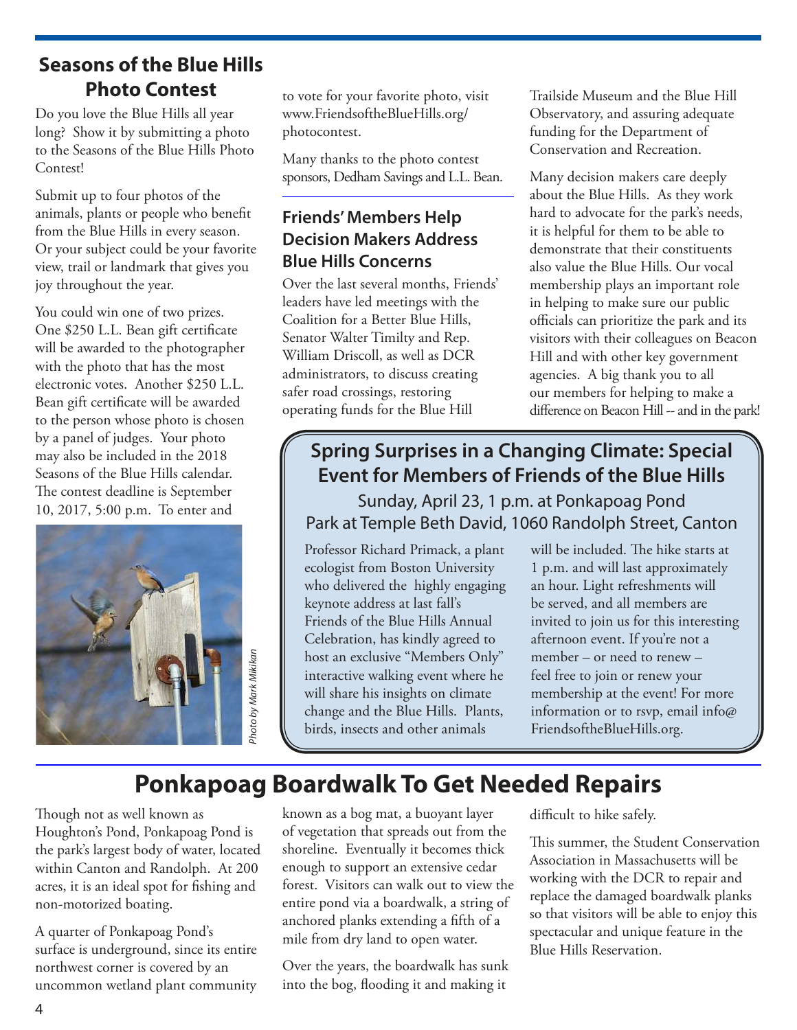## Seasons of the Blue Hills Photo Contest

Do you love the Blue Hills all year long? Show it by submitting a photo to the Seasons of the Blue Hills Photo Contest!

Submit up to four photos of the animals, plants or people who benefit from the Blue Hills in every season. Or your subject could be your favorite view, trail or landmark that gives you joy throughout the year.

You could win one of two prizes. One $250 L.L. Bean gift certificate will be awarded to the photographer with the photo that has the most electronic votes. Another $250 L.L. Bean gift certificate will be awarded to the person whose photo is chosen by a panel of judges. Your photo may also be included in the 2018 Seasons of the Blue Hills calendar. The contest deadline is September 10, 2017, 5:00 p.m. To enter and to vote for your favorite photo, visit www.FriendsoftheBlueHills.org/photocontest.

*Photo by Mark Mikikan*

Many thanks to the photo contest sponsors, Dedham Savings and L.L. Bean.

## Friends' Members Help Decision Makers Address Blue Hills Concerns

Over the last several months, Friends' leaders have led meetings with the Coalition for a Better Blue Hills, Senator Walter Timilty and Rep. William Driscoll, as well as DCR administrators, to discuss creating safer road crossings, restoring operating funds for the Blue Hill Trailside Museum and the Blue Hill Observatory, and assuring adequate funding for the Department of Conservation and Recreation.

Many decision makers care deeply about the Blue Hills. As they work hard to advocate for the park's needs, it is helpful for them to be able to demonstrate that their constituents also value the Blue Hills. Our vocal membership plays an important role in helping to make sure our public officials can prioritize the park and its visitors with their colleagues on Beacon Hill and with other key government agencies. A big thank you to all our members for helping to make a difference on Beacon Hill -- and in the park!

## Spring Surprises in a Changing Climate: Special Event for Members of Friends of the Blue Hills

Sunday, April 23, 1 p.m. at Ponkapoag Pond
Park at Temple Beth David, 1060 Randolph Street, Canton

Professor Richard Primack, a plant ecologist from Boston University who delivered the highly engaging keynote address at last fall's Friends of the Blue Hills Annual Celebration, has kindly agreed to host an exclusive "Members Only" interactive walking event where he will share his insights on climate change and the Blue Hills. Plants, birds, insects and other animals will be included. The hike starts at 1 p.m. and will last approximately an hour. Light refreshments will be served, and all members are invited to join us for this interesting afternoon event. If you're not a member – or need to renew – feel free to join or renew your membership at the event! For more information or to rsvp, email info@FriendsoftheBlueHills.org.

# Ponkapoag Boardwalk To Get Needed Repairs

Though not as well known as Houghton's Pond, Ponkapoag Pond is the park's largest body of water, located within Canton and Randolph. At 200 acres, it is an ideal spot for fishing and non-motorized boating.

A quarter of Ponkapoag Pond's surface is underground, since its entire northwest corner is covered by an uncommon wetland plant community known as a bog mat, a buoyant layer of vegetation that spreads out from the shoreline. Eventually it becomes thick enough to support an extensive cedar forest. Visitors can walk out to view the entire pond via a boardwalk, a string of anchored planks extending a fifth of a mile from dry land to open water.

Over the years, the boardwalk has sunk into the bog, flooding it and making it difficult to hike safely.

This summer, the Student Conservation Association in Massachusetts will be working with the DCR to repair and replace the damaged boardwalk planks so that visitors will be able to enjoy this spectacular and unique feature in the Blue Hills Reservation.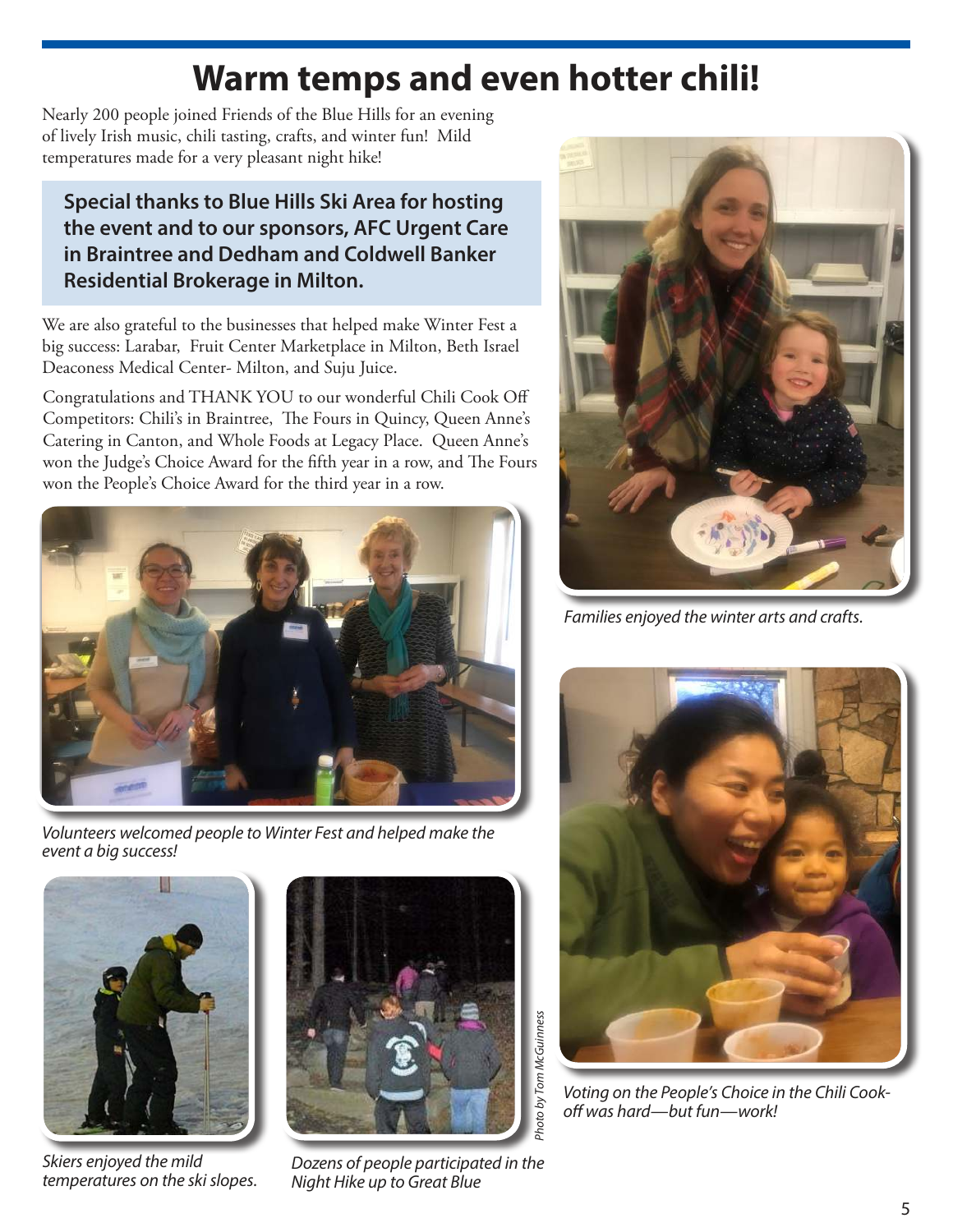# Warm temps and even hotter chili!

Nearly 200 people joined Friends of the Blue Hills for an evening of lively Irish music, chili tasting, crafts, and winter fun! Mild temperatures made for a very pleasant night hike!

**Special thanks to Blue Hills Ski Area for hosting the event and to our sponsors, AFC Urgent Care in Braintree and Dedham and Coldwell Banker Residential Brokerage in Milton.**

We are also grateful to the businesses that helped make Winter Fest a big success: Larabar, Fruit Center Marketplace in Milton, Beth Israel Deaconess Medical Center- Milton, and Suju Juice.

Congratulations and THANK YOU to our wonderful Chili Cook Off Competitors: Chili's in Braintree, The Fours in Quincy, Queen Anne's Catering in Canton, and Whole Foods at Legacy Place. Queen Anne's won the Judge's Choice Award for the fifth year in a row, and The Fours won the People's Choice Award for the third year in a row.

*Families enjoyed the winter arts and crafts.*

*Volunteers welcomed people to Winter Fest and helped make the event a big success!*

*Voting on the People's Choice in the Chili Cook-off was hard—but fun—work!*

*Skiers enjoyed the mild temperatures on the ski slopes.*

*Dozens of people participated in the Night Hike up to Great Blue*

*Photo by Tom McGuinness*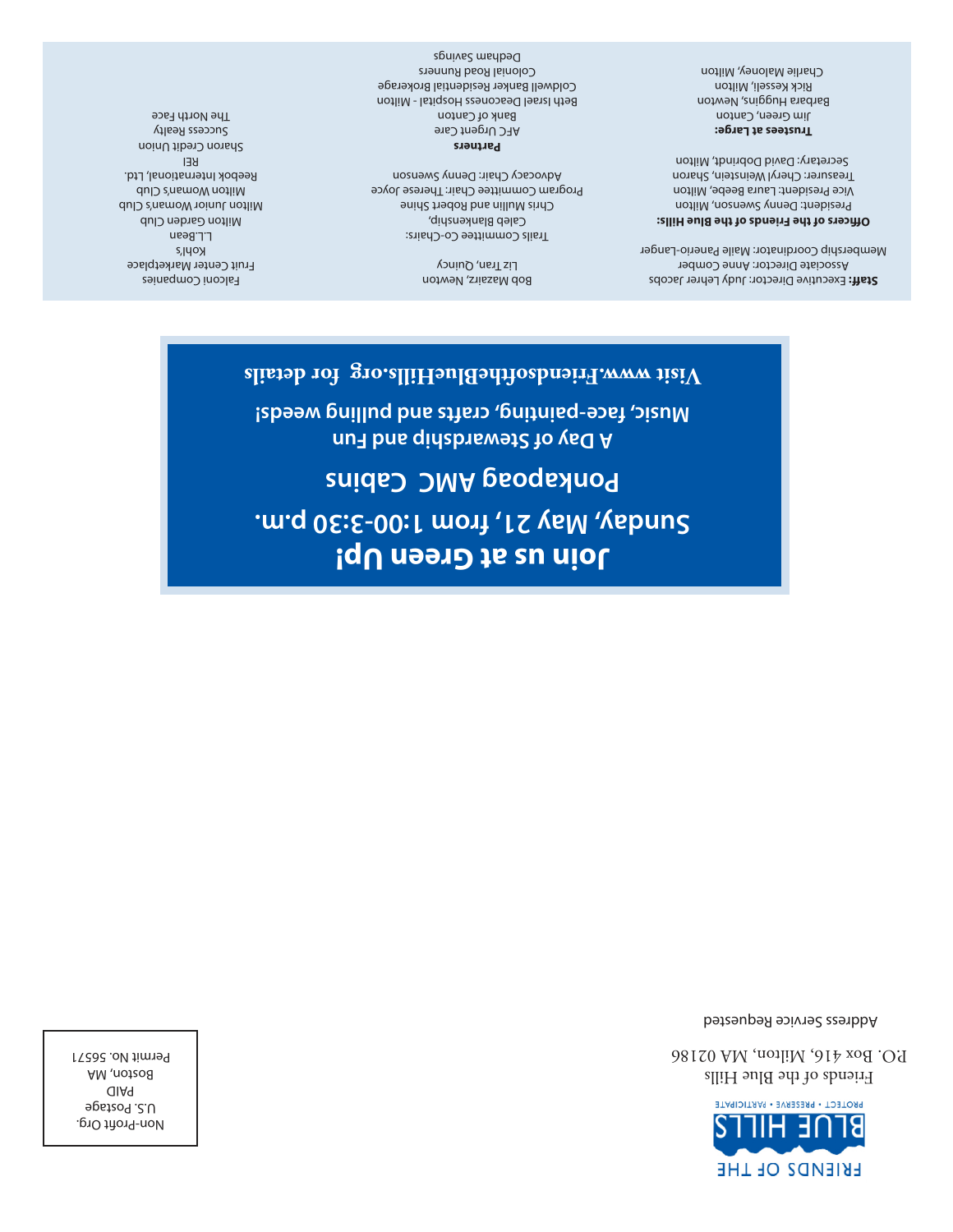**Staff:** Executive Director: Judy Lehrer Jacobs
Associate Director: Anne Comber
Membership Coordinator: Maile Panerio-Langer

**Officers of the Friends of the Blue Hills:**
President: Denny Swenson, Milton
Vice President: Laura Beebe, Milton
Treasurer: Cheryl Weinstein, Sharon
Secretary: David Dobrindt, Milton

**Trustees at Large:**
Jim Green, Canton
Barbara Huggins, Newton
Rick Kesseli, Milton
Charlie Maloney, Milton

Bob Mazaiz, Newton
Liz Tran, Quincy

Trails Committee Co-Chairs:
Caleb Blankenship,
Chris Mullin and Robert Shine
Program Commitee Chair: Therese Joyce
Advocacy Chair: Denny Swenson

**Partners**
AFC Urgent Care
Bank of Canton
Beth Israel Deaconess Hospital - Milton
Coldwell Banker Residential Brokerage
Colonial Road Runners
Dedham Savings

Falconi Companies
Fruit Center Marketplace
Kohl's
L.L.Bean
Milton Garden Club
Milton Junior Woman's Club
Milton Woman's Club
Reebok International, Ltd.
REI
Sharon Credit Union
Success Realty
The North Face

# Join us at Green Up!

## Sunday, May 21, from 1:00-3:30 p.m.

## Ponkapoag AMC Cabins

**A Day of Stewardship and Fun**

**Music, face-painting, crafts and pulling weeds!**

**Visit www.FriendsoftheBlueHills.org for details**

FRIENDS OF THE BLUE HILLS
PROTECT • PRESERVE • PARTICIPATE

Friends of the Blue Hills
P.O. Box 416, Milton, MA 02186

Address Service Requested

Non-Profit Org.
U.S. Postage
PAID
Boston, MA
Permit No. 56571